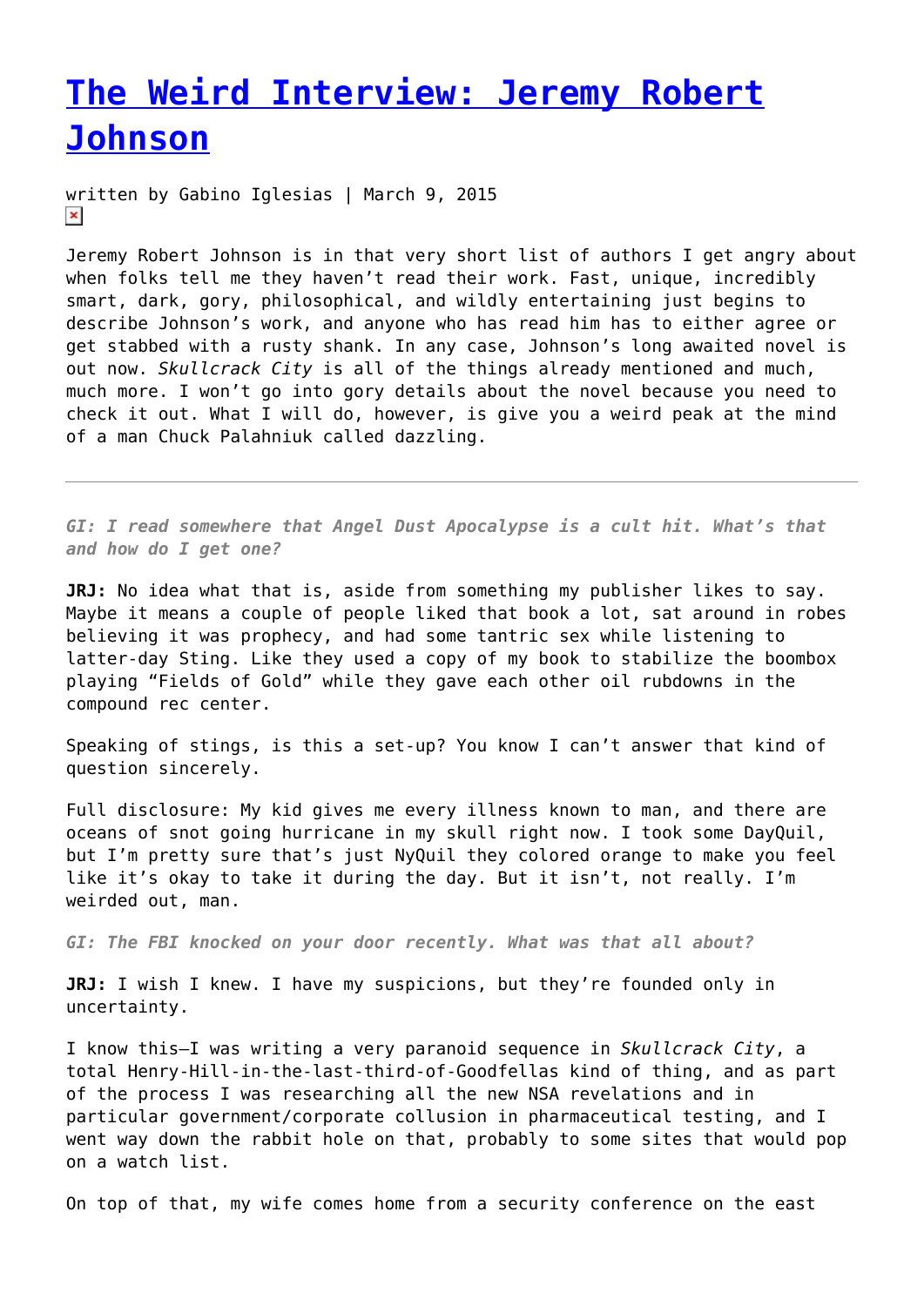# The Weird Interview: Jeremy Robert Johnson

written by Gabino Iglesias | March 9, 2015

Jeremy Robert Johnson is in that very short list of authors I get angry about when folks tell me they haven't read their work. Fast, unique, incredibly smart, dark, gory, philosophical, and wildly entertaining just begins to describe Johnson's work, and anyone who has read him has to either agree or get stabbed with a rusty shank. In any case, Johnson's long awaited novel is out now. *Skullcrack City* is all of the things already mentioned and much, much more. I won't go into gory details about the novel because you need to check it out. What I will do, however, is give you a weird peak at the mind of a man Chuck Palahniuk called dazzling.

---

*GI: I read somewhere that Angel Dust Apocalypse is a cult hit. What's that and how do I get one?*

**JRJ:** No idea what that is, aside from something my publisher likes to say. Maybe it means a couple of people liked that book a lot, sat around in robes believing it was prophecy, and had some tantric sex while listening to latter-day Sting. Like they used a copy of my book to stabilize the boombox playing "Fields of Gold" while they gave each other oil rubdowns in the compound rec center.

Speaking of stings, is this a set-up? You know I can't answer that kind of question sincerely.

Full disclosure: My kid gives me every illness known to man, and there are oceans of snot going hurricane in my skull right now. I took some DayQuil, but I'm pretty sure that's just NyQuil they colored orange to make you feel like it's okay to take it during the day. But it isn't, not really. I'm weirded out, man.

*GI: The FBI knocked on your door recently. What was that all about?*

**JRJ:** I wish I knew. I have my suspicions, but they're founded only in uncertainty.

I know this—I was writing a very paranoid sequence in *Skullcrack City*, a total Henry-Hill-in-the-last-third-of-Goodfellas kind of thing, and as part of the process I was researching all the new NSA revelations and in particular government/corporate collusion in pharmaceutical testing, and I went way down the rabbit hole on that, probably to some sites that would pop on a watch list.

On top of that, my wife comes home from a security conference on the east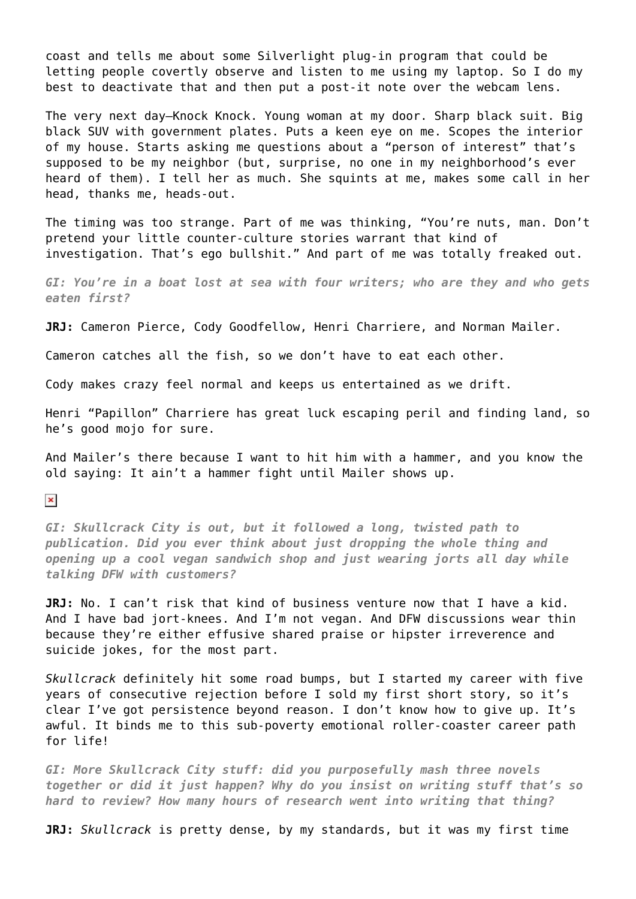coast and tells me about some Silverlight plug-in program that could be letting people covertly observe and listen to me using my laptop. So I do my best to deactivate that and then put a post-it note over the webcam lens.

The very next day—Knock Knock. Young woman at my door. Sharp black suit. Big black SUV with government plates. Puts a keen eye on me. Scopes the interior of my house. Starts asking me questions about a "person of interest" that's supposed to be my neighbor (but, surprise, no one in my neighborhood's ever heard of them). I tell her as much. She squints at me, makes some call in her head, thanks me, heads-out.

The timing was too strange. Part of me was thinking, "You're nuts, man. Don't pretend your little counter-culture stories warrant that kind of investigation. That's ego bullshit." And part of me was totally freaked out.

***GI: You're in a boat lost at sea with four writers; who are they and who gets eaten first?***

**JRJ:** Cameron Pierce, Cody Goodfellow, Henri Charriere, and Norman Mailer.

Cameron catches all the fish, so we don't have to eat each other.

Cody makes crazy feel normal and keeps us entertained as we drift.

Henri "Papillon" Charriere has great luck escaping peril and finding land, so he's good mojo for sure.

And Mailer's there because I want to hit him with a hammer, and you know the old saying: It ain't a hammer fight until Mailer shows up.

***GI: Skullcrack City is out, but it followed a long, twisted path to publication. Did you ever think about just dropping the whole thing and opening up a cool vegan sandwich shop and just wearing jorts all day while talking DFW with customers?***

**JRJ:** No. I can't risk that kind of business venture now that I have a kid. And I have bad jort-knees. And I'm not vegan. And DFW discussions wear thin because they're either effusive shared praise or hipster irreverence and suicide jokes, for the most part.

*Skullcrack* definitely hit some road bumps, but I started my career with five years of consecutive rejection before I sold my first short story, so it's clear I've got persistence beyond reason. I don't know how to give up. It's awful. It binds me to this sub-poverty emotional roller-coaster career path for life!

***GI: More Skullcrack City stuff: did you purposefully mash three novels together or did it just happen? Why do you insist on writing stuff that's so hard to review? How many hours of research went into writing that thing?***

**JRJ:** *Skullcrack* is pretty dense, by my standards, but it was my first time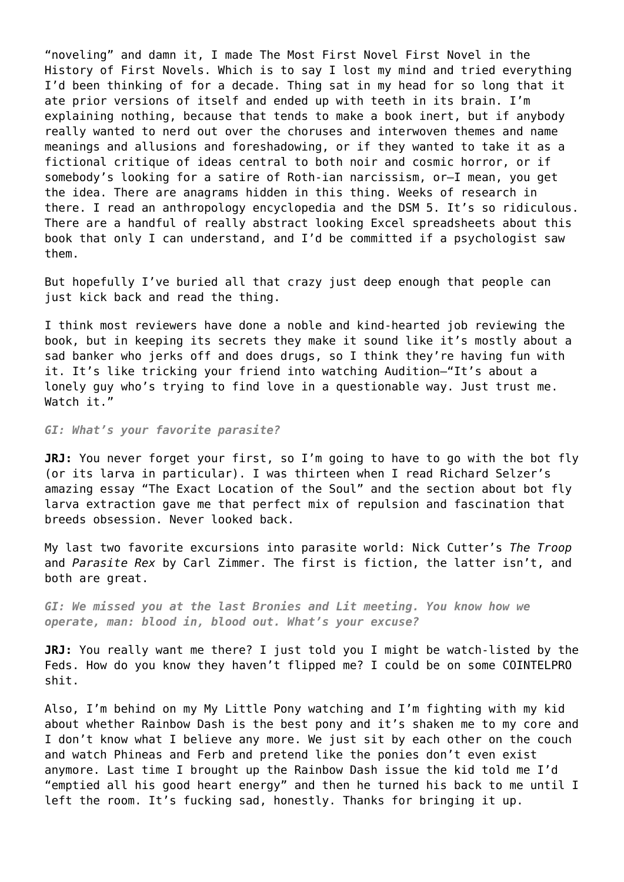"noveling" and damn it, I made The Most First Novel First Novel in the History of First Novels. Which is to say I lost my mind and tried everything I'd been thinking of for a decade. Thing sat in my head for so long that it ate prior versions of itself and ended up with teeth in its brain. I'm explaining nothing, because that tends to make a book inert, but if anybody really wanted to nerd out over the choruses and interwoven themes and name meanings and allusions and foreshadowing, or if they wanted to take it as a fictional critique of ideas central to both noir and cosmic horror, or if somebody's looking for a satire of Roth-ian narcissism, or—I mean, you get the idea. There are anagrams hidden in this thing. Weeks of research in there. I read an anthropology encyclopedia and the DSM 5. It's so ridiculous. There are a handful of really abstract looking Excel spreadsheets about this book that only I can understand, and I'd be committed if a psychologist saw them.

But hopefully I've buried all that crazy just deep enough that people can just kick back and read the thing.

I think most reviewers have done a noble and kind-hearted job reviewing the book, but in keeping its secrets they make it sound like it's mostly about a sad banker who jerks off and does drugs, so I think they're having fun with it. It's like tricking your friend into watching Audition—"It's about a lonely guy who's trying to find love in a questionable way. Just trust me. Watch it."

***GI: What's your favorite parasite?***

**JRJ:** You never forget your first, so I'm going to have to go with the bot fly (or its larva in particular). I was thirteen when I read Richard Selzer's amazing essay "The Exact Location of the Soul" and the section about bot fly larva extraction gave me that perfect mix of repulsion and fascination that breeds obsession. Never looked back.

My last two favorite excursions into parasite world: Nick Cutter's *The Troop* and *Parasite Rex* by Carl Zimmer. The first is fiction, the latter isn't, and both are great.

***GI: We missed you at the last Bronies and Lit meeting. You know how we operate, man: blood in, blood out. What's your excuse?***

**JRJ:** You really want me there? I just told you I might be watch-listed by the Feds. How do you know they haven't flipped me? I could be on some COINTELPRO shit.

Also, I'm behind on my My Little Pony watching and I'm fighting with my kid about whether Rainbow Dash is the best pony and it's shaken me to my core and I don't know what I believe any more. We just sit by each other on the couch and watch Phineas and Ferb and pretend like the ponies don't even exist anymore. Last time I brought up the Rainbow Dash issue the kid told me I'd "emptied all his good heart energy" and then he turned his back to me until I left the room. It's fucking sad, honestly. Thanks for bringing it up.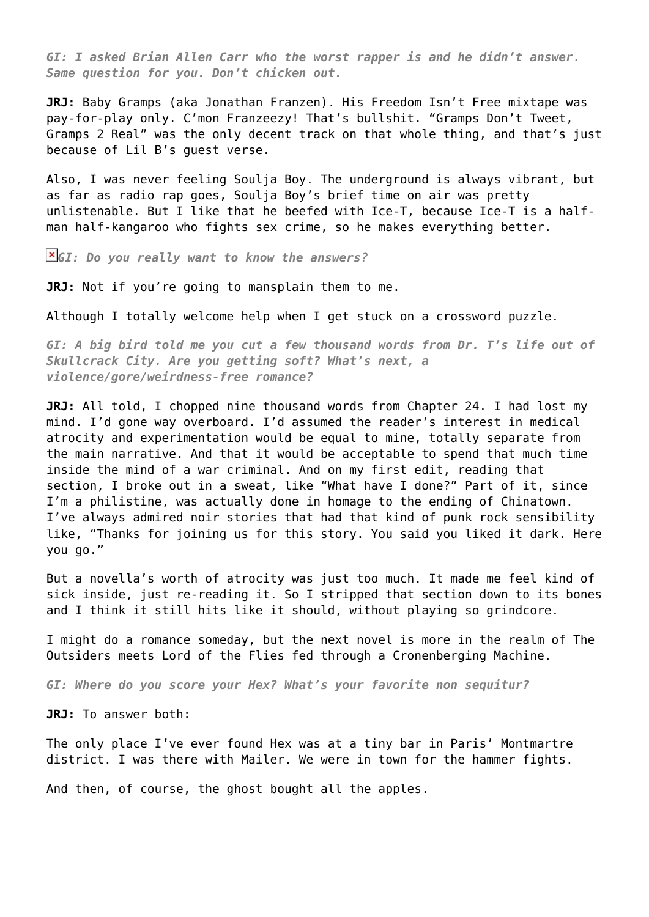*GI: I asked Brian Allen Carr who the worst rapper is and he didn't answer. Same question for you. Don't chicken out.*

**JRJ:** Baby Gramps (aka Jonathan Franzen). His Freedom Isn't Free mixtape was pay-for-play only. C'mon Franzeezy! That's bullshit. "Gramps Don't Tweet, Gramps 2 Real" was the only decent track on that whole thing, and that's just because of Lil B's guest verse.

Also, I was never feeling Soulja Boy. The underground is always vibrant, but as far as radio rap goes, Soulja Boy's brief time on air was pretty unlistenable. But I like that he beefed with Ice-T, because Ice-T is a half-man half-kangaroo who fights sex crime, so he makes everything better.

*GI: Do you really want to know the answers?*

**JRJ:** Not if you're going to mansplain them to me.

Although I totally welcome help when I get stuck on a crossword puzzle.

*GI: A big bird told me you cut a few thousand words from Dr. T's life out of Skullcrack City. Are you getting soft? What's next, a violence/gore/weirdness-free romance?*

**JRJ:** All told, I chopped nine thousand words from Chapter 24. I had lost my mind. I'd gone way overboard. I'd assumed the reader's interest in medical atrocity and experimentation would be equal to mine, totally separate from the main narrative. And that it would be acceptable to spend that much time inside the mind of a war criminal. And on my first edit, reading that section, I broke out in a sweat, like "What have I done?" Part of it, since I'm a philistine, was actually done in homage to the ending of Chinatown. I've always admired noir stories that had that kind of punk rock sensibility like, "Thanks for joining us for this story. You said you liked it dark. Here you go."

But a novella's worth of atrocity was just too much. It made me feel kind of sick inside, just re-reading it. So I stripped that section down to its bones and I think it still hits like it should, without playing so grindcore.

I might do a romance someday, but the next novel is more in the realm of The Outsiders meets Lord of the Flies fed through a Cronenberging Machine.

*GI: Where do you score your Hex? What's your favorite non sequitur?*

**JRJ:** To answer both:

The only place I've ever found Hex was at a tiny bar in Paris' Montmartre district. I was there with Mailer. We were in town for the hammer fights.

And then, of course, the ghost bought all the apples.